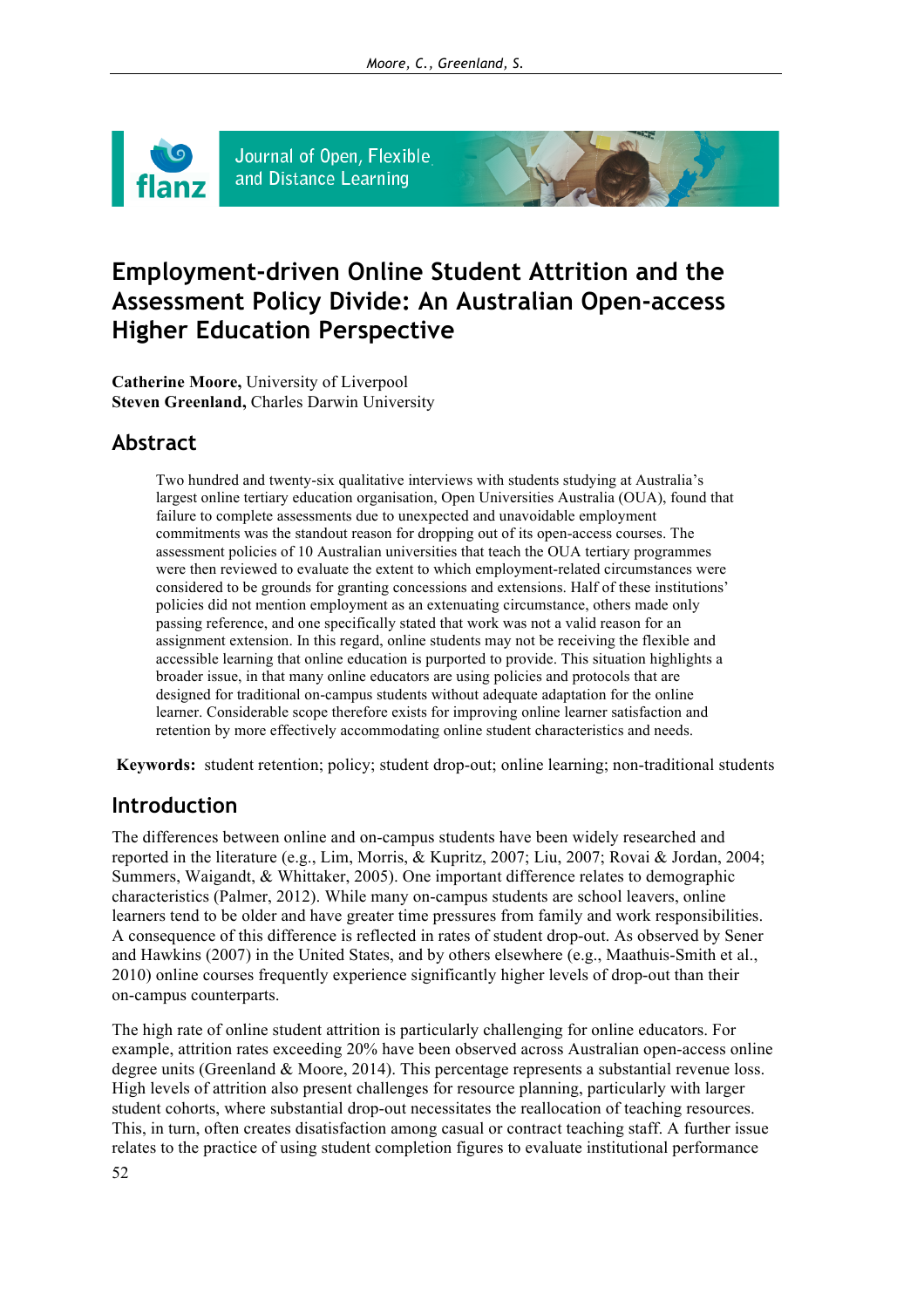# Employment-driven Online Student Attrition and the Assessment Policy Divide: An Australian Open-access Higher Education Perspective

**Catherine Moore,** University of Liverpool
**Steven Greenland,** Charles Darwin University

## Abstract

Two hundred and twenty-six qualitative interviews with students studying at Australia's largest online tertiary education organisation, Open Universities Australia (OUA), found that failure to complete assessments due to unexpected and unavoidable employment commitments was the standout reason for dropping out of its open-access courses. The assessment policies of 10 Australian universities that teach the OUA tertiary programmes were then reviewed to evaluate the extent to which employment-related circumstances were considered to be grounds for granting concessions and extensions. Half of these institutions' policies did not mention employment as an extenuating circumstance, others made only passing reference, and one specifically stated that work was not a valid reason for an assignment extension. In this regard, online students may not be receiving the flexible and accessible learning that online education is purported to provide. This situation highlights a broader issue, in that many online educators are using policies and protocols that are designed for traditional on-campus students without adequate adaptation for the online learner. Considerable scope therefore exists for improving online learner satisfaction and retention by more effectively accommodating online student characteristics and needs.

**Keywords:** student retention; policy; student drop-out; online learning; non-traditional students

## Introduction

The differences between online and on-campus students have been widely researched and reported in the literature (e.g., Lim, Morris, & Kupritz, 2007; Liu, 2007; Rovai & Jordan, 2004; Summers, Waigandt, & Whittaker, 2005). One important difference relates to demographic characteristics (Palmer, 2012). While many on-campus students are school leavers, online learners tend to be older and have greater time pressures from family and work responsibilities. A consequence of this difference is reflected in rates of student drop-out. As observed by Sener and Hawkins (2007) in the United States, and by others elsewhere (e.g., Maathuis-Smith et al., 2010) online courses frequently experience significantly higher levels of drop-out than their on-campus counterparts.

The high rate of online student attrition is particularly challenging for online educators. For example, attrition rates exceeding 20% have been observed across Australian open-access online degree units (Greenland & Moore, 2014). This percentage represents a substantial revenue loss. High levels of attrition also present challenges for resource planning, particularly with larger student cohorts, where substantial drop-out necessitates the reallocation of teaching resources. This, in turn, often creates disatisfaction among casual or contract teaching staff. A further issue relates to the practice of using student completion figures to evaluate institutional performance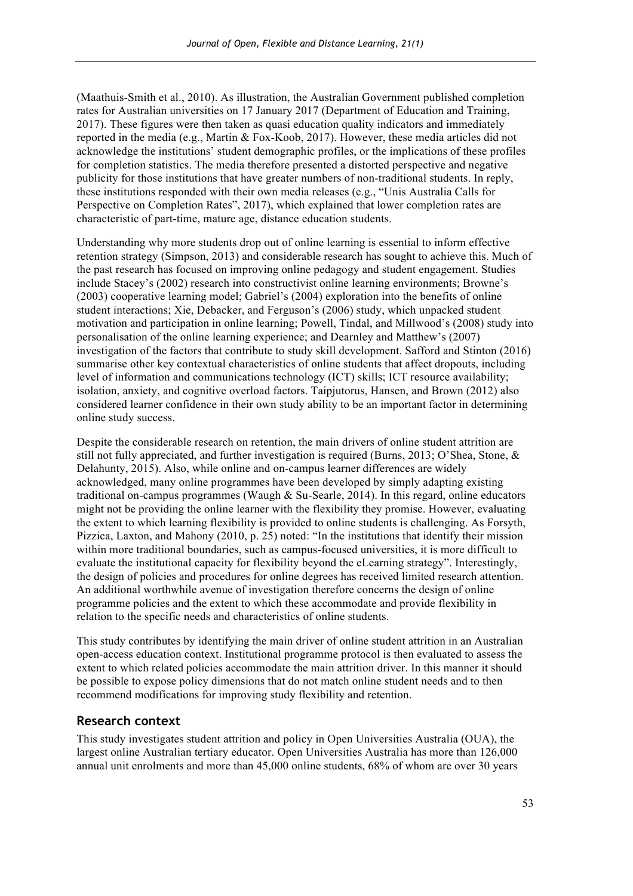(Maathuis-Smith et al., 2010). As illustration, the Australian Government published completion rates for Australian universities on 17 January 2017 (Department of Education and Training, 2017). These figures were then taken as quasi education quality indicators and immediately reported in the media (e.g., Martin & Fox-Koob, 2017). However, these media articles did not acknowledge the institutions' student demographic profiles, or the implications of these profiles for completion statistics. The media therefore presented a distorted perspective and negative publicity for those institutions that have greater numbers of non-traditional students. In reply, these institutions responded with their own media releases (e.g., "Unis Australia Calls for Perspective on Completion Rates", 2017), which explained that lower completion rates are characteristic of part-time, mature age, distance education students.

Understanding why more students drop out of online learning is essential to inform effective retention strategy (Simpson, 2013) and considerable research has sought to achieve this. Much of the past research has focused on improving online pedagogy and student engagement. Studies include Stacey's (2002) research into constructivist online learning environments; Browne's (2003) cooperative learning model; Gabriel's (2004) exploration into the benefits of online student interactions; Xie, Debacker, and Ferguson's (2006) study, which unpacked student motivation and participation in online learning; Powell, Tindal, and Millwood's (2008) study into personalisation of the online learning experience; and Dearnley and Matthew's (2007) investigation of the factors that contribute to study skill development. Safford and Stinton (2016) summarise other key contextual characteristics of online students that affect dropouts, including level of information and communications technology (ICT) skills; ICT resource availability; isolation, anxiety, and cognitive overload factors. Taipjutorus, Hansen, and Brown (2012) also considered learner confidence in their own study ability to be an important factor in determining online study success.

Despite the considerable research on retention, the main drivers of online student attrition are still not fully appreciated, and further investigation is required (Burns, 2013; O'Shea, Stone, & Delahunty, 2015). Also, while online and on-campus learner differences are widely acknowledged, many online programmes have been developed by simply adapting existing traditional on-campus programmes (Waugh & Su-Searle, 2014). In this regard, online educators might not be providing the online learner with the flexibility they promise. However, evaluating the extent to which learning flexibility is provided to online students is challenging. As Forsyth, Pizzica, Laxton, and Mahony (2010, p. 25) noted: "In the institutions that identify their mission within more traditional boundaries, such as campus-focused universities, it is more difficult to evaluate the institutional capacity for flexibility beyond the eLearning strategy". Interestingly, the design of policies and procedures for online degrees has received limited research attention. An additional worthwhile avenue of investigation therefore concerns the design of online programme policies and the extent to which these accommodate and provide flexibility in relation to the specific needs and characteristics of online students.

This study contributes by identifying the main driver of online student attrition in an Australian open-access education context. Institutional programme protocol is then evaluated to assess the extent to which related policies accommodate the main attrition driver. In this manner it should be possible to expose policy dimensions that do not match online student needs and to then recommend modifications for improving study flexibility and retention.

## Research context

This study investigates student attrition and policy in Open Universities Australia (OUA), the largest online Australian tertiary educator. Open Universities Australia has more than 126,000 annual unit enrolments and more than 45,000 online students, 68% of whom are over 30 years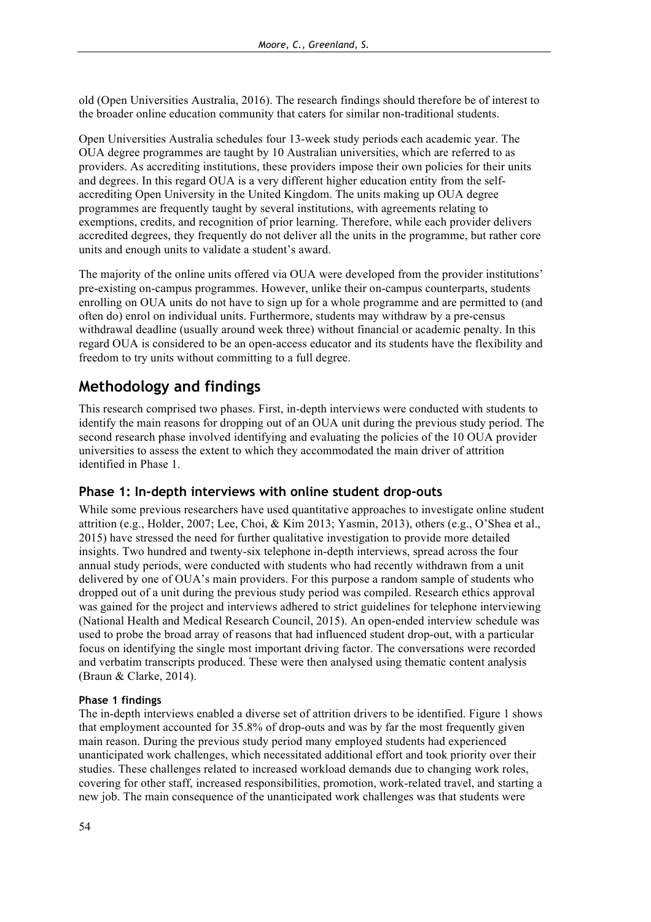old (Open Universities Australia, 2016). The research findings should therefore be of interest to the broader online education community that caters for similar non-traditional students.

Open Universities Australia schedules four 13-week study periods each academic year. The OUA degree programmes are taught by 10 Australian universities, which are referred to as providers. As accrediting institutions, these providers impose their own policies for their units and degrees. In this regard OUA is a very different higher education entity from the self-accrediting Open University in the United Kingdom. The units making up OUA degree programmes are frequently taught by several institutions, with agreements relating to exemptions, credits, and recognition of prior learning. Therefore, while each provider delivers accredited degrees, they frequently do not deliver all the units in the programme, but rather core units and enough units to validate a student's award.

The majority of the online units offered via OUA were developed from the provider institutions' pre-existing on-campus programmes. However, unlike their on-campus counterparts, students enrolling on OUA units do not have to sign up for a whole programme and are permitted to (and often do) enrol on individual units. Furthermore, students may withdraw by a pre-census withdrawal deadline (usually around week three) without financial or academic penalty. In this regard OUA is considered to be an open-access educator and its students have the flexibility and freedom to try units without committing to a full degree.

## Methodology and findings

This research comprised two phases. First, in-depth interviews were conducted with students to identify the main reasons for dropping out of an OUA unit during the previous study period. The second research phase involved identifying and evaluating the policies of the 10 OUA provider universities to assess the extent to which they accommodated the main driver of attrition identified in Phase 1.

### Phase 1: In-depth interviews with online student drop-outs

While some previous researchers have used quantitative approaches to investigate online student attrition (e.g., Holder, 2007; Lee, Choi, & Kim 2013; Yasmin, 2013), others (e.g., O'Shea et al., 2015) have stressed the need for further qualitative investigation to provide more detailed insights. Two hundred and twenty-six telephone in-depth interviews, spread across the four annual study periods, were conducted with students who had recently withdrawn from a unit delivered by one of OUA's main providers. For this purpose a random sample of students who dropped out of a unit during the previous study period was compiled. Research ethics approval was gained for the project and interviews adhered to strict guidelines for telephone interviewing (National Health and Medical Research Council, 2015). An open-ended interview schedule was used to probe the broad array of reasons that had influenced student drop-out, with a particular focus on identifying the single most important driving factor. The conversations were recorded and verbatim transcripts produced. These were then analysed using thematic content analysis (Braun & Clarke, 2014).

#### Phase 1 findings

The in-depth interviews enabled a diverse set of attrition drivers to be identified. Figure 1 shows that employment accounted for 35.8% of drop-outs and was by far the most frequently given main reason. During the previous study period many employed students had experienced unanticipated work challenges, which necessitated additional effort and took priority over their studies. These challenges related to increased workload demands due to changing work roles, covering for other staff, increased responsibilities, promotion, work-related travel, and starting a new job. The main consequence of the unanticipated work challenges was that students were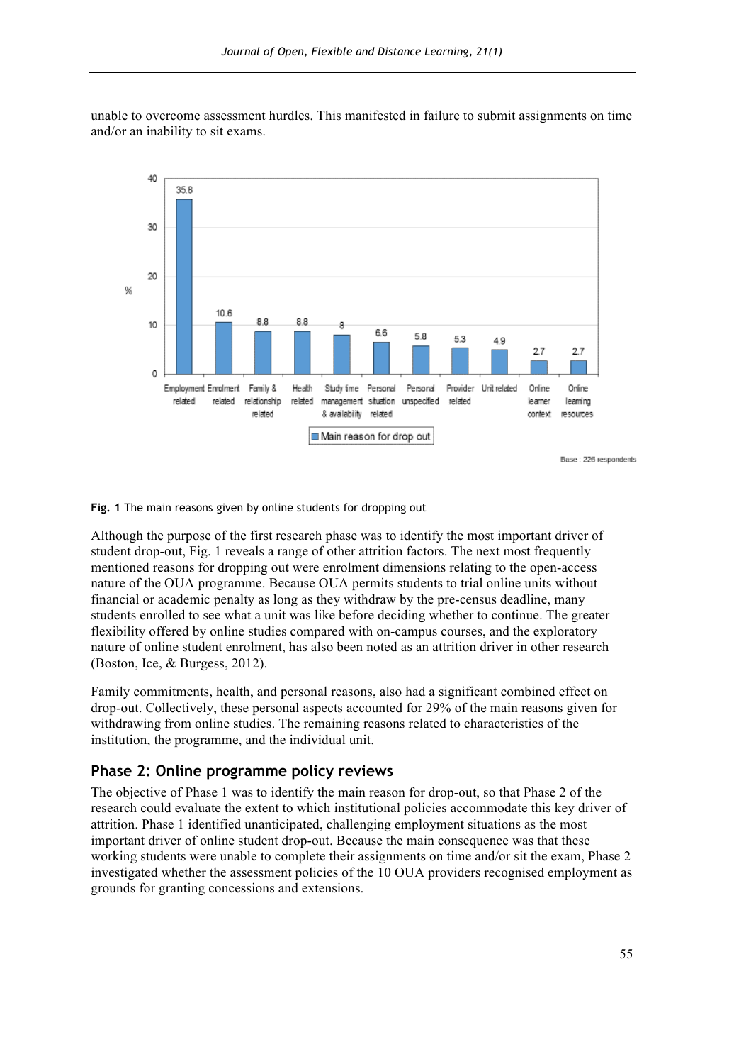unable to overcome assessment hurdles. This manifested in failure to submit assignments on time and/or an inability to sit exams.

Fig. 1 The main reasons given by online students for dropping out

Although the purpose of the first research phase was to identify the most important driver of student drop-out, Fig. 1 reveals a range of other attrition factors. The next most frequently mentioned reasons for dropping out were enrolment dimensions relating to the open-access nature of the OUA programme. Because OUA permits students to trial online units without financial or academic penalty as long as they withdraw by the pre-census deadline, many students enrolled to see what a unit was like before deciding whether to continue. The greater flexibility offered by online studies compared with on-campus courses, and the exploratory nature of online student enrolment, has also been noted as an attrition driver in other research (Boston, Ice, & Burgess, 2012).

Family commitments, health, and personal reasons, also had a significant combined effect on drop-out. Collectively, these personal aspects accounted for 29% of the main reasons given for withdrawing from online studies. The remaining reasons related to characteristics of the institution, the programme, and the individual unit.

## Phase 2: Online programme policy reviews

The objective of Phase 1 was to identify the main reason for drop-out, so that Phase 2 of the research could evaluate the extent to which institutional policies accommodate this key driver of attrition. Phase 1 identified unanticipated, challenging employment situations as the most important driver of online student drop-out. Because the main consequence was that these working students were unable to complete their assignments on time and/or sit the exam, Phase 2 investigated whether the assessment policies of the 10 OUA providers recognised employment as grounds for granting concessions and extensions.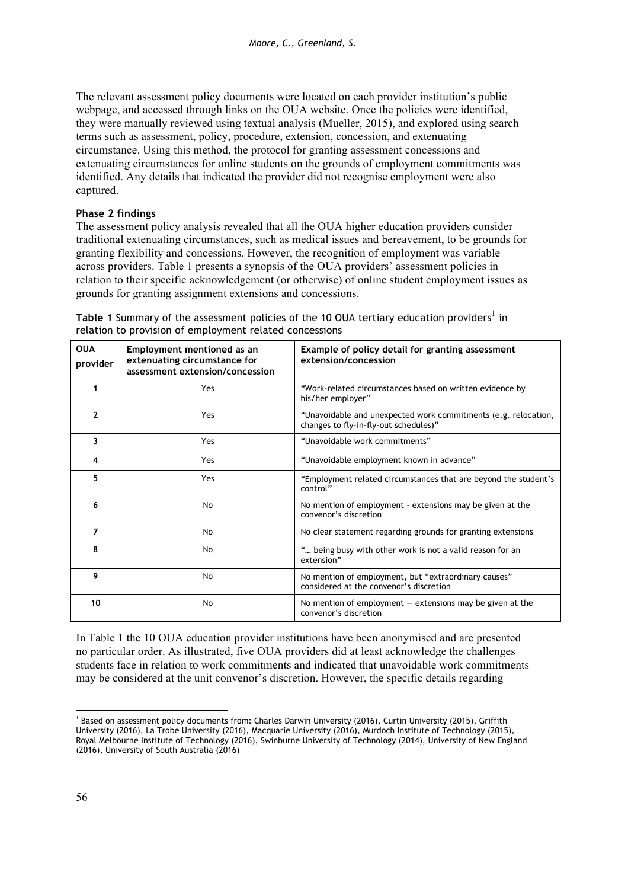The relevant assessment policy documents were located on each provider institution's public webpage, and accessed through links on the OUA website. Once the policies were identified, they were manually reviewed using textual analysis (Mueller, 2015), and explored using search terms such as assessment, policy, procedure, extension, concession, and extenuating circumstance. Using this method, the protocol for granting assessment concessions and extenuating circumstances for online students on the grounds of employment commitments was identified. Any details that indicated the provider did not recognise employment were also captured.

**Phase 2 findings**

The assessment policy analysis revealed that all the OUA higher education providers consider traditional extenuating circumstances, such as medical issues and bereavement, to be grounds for granting flexibility and concessions. However, the recognition of employment was variable across providers. Table 1 presents a synopsis of the OUA providers' assessment policies in relation to their specific acknowledgement (or otherwise) of online student employment issues as grounds for granting assignment extensions and concessions.

**Table 1** Summary of the assessment policies of the 10 OUA tertiary education providers[1] in relation to provision of employment related concessions

| OUA provider | Employment mentioned as an extenuating circumstance for assessment extension/concession | Example of policy detail for granting assessment extension/concession |
|---|---|---|
| 1 | Yes | "Work-related circumstances based on written evidence by his/her employer" |
| 2 | Yes | "Unavoidable and unexpected work commitments (e.g. relocation, changes to fly-in-fly-out schedules)" |
| 3 | Yes | "Unavoidable work commitments" |
| 4 | Yes | "Unavoidable employment known in advance" |
| 5 | Yes | "Employment related circumstances that are beyond the student's control" |
| 6 | No | No mention of employment - extensions may be given at the convenor's discretion |
| 7 | No | No clear statement regarding grounds for granting extensions |
| 8 | No | "… being busy with other work is not a valid reason for an extension" |
| 9 | No | No mention of employment, but "extraordinary causes" considered at the convenor's discretion |
| 10 | No | No mention of employment — extensions may be given at the convenor's discretion |

In Table 1 the 10 OUA education provider institutions have been anonymised and are presented no particular order. As illustrated, five OUA providers did at least acknowledge the challenges students face in relation to work commitments and indicated that unavoidable work commitments may be considered at the unit convenor's discretion. However, the specific details regarding

[1] Based on assessment policy documents from: Charles Darwin University (2016), Curtin University (2015), Griffith University (2016), La Trobe University (2016), Macquarie University (2016), Murdoch Institute of Technology (2015), Royal Melbourne Institute of Technology (2016), Swinburne University of Technology (2014), University of New England (2016), University of South Australia (2016)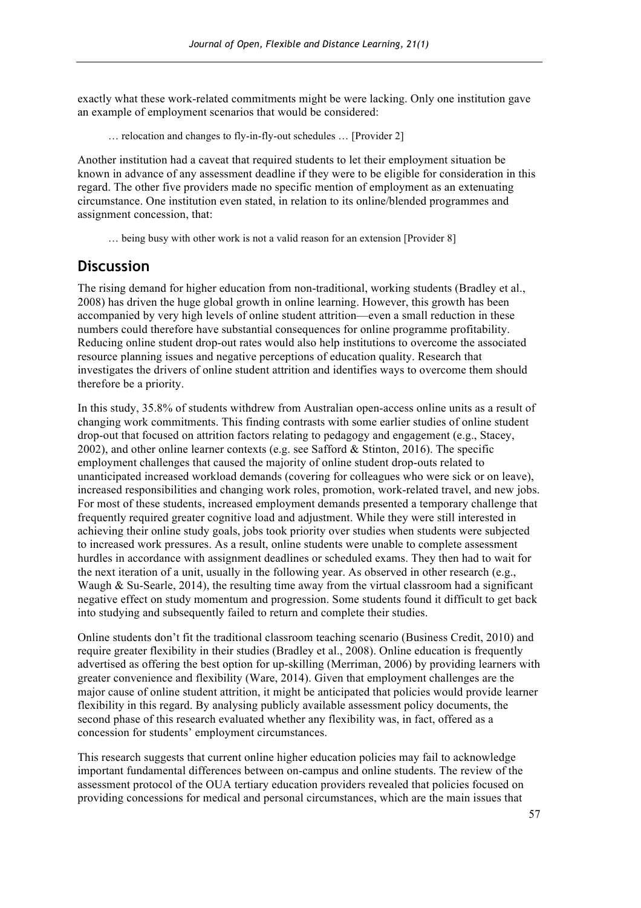exactly what these work-related commitments might be were lacking. Only one institution gave an example of employment scenarios that would be considered:

> … relocation and changes to fly-in-fly-out schedules … [Provider 2]

Another institution had a caveat that required students to let their employment situation be known in advance of any assessment deadline if they were to be eligible for consideration in this regard. The other five providers made no specific mention of employment as an extenuating circumstance. One institution even stated, in relation to its online/blended programmes and assignment concession, that:

> … being busy with other work is not a valid reason for an extension [Provider 8]

## Discussion

The rising demand for higher education from non-traditional, working students (Bradley et al., 2008) has driven the huge global growth in online learning. However, this growth has been accompanied by very high levels of online student attrition—even a small reduction in these numbers could therefore have substantial consequences for online programme profitability. Reducing online student drop-out rates would also help institutions to overcome the associated resource planning issues and negative perceptions of education quality. Research that investigates the drivers of online student attrition and identifies ways to overcome them should therefore be a priority.

In this study, 35.8% of students withdrew from Australian open-access online units as a result of changing work commitments. This finding contrasts with some earlier studies of online student drop-out that focused on attrition factors relating to pedagogy and engagement (e.g., Stacey, 2002), and other online learner contexts (e.g. see Safford & Stinton, 2016). The specific employment challenges that caused the majority of online student drop-outs related to unanticipated increased workload demands (covering for colleagues who were sick or on leave), increased responsibilities and changing work roles, promotion, work-related travel, and new jobs. For most of these students, increased employment demands presented a temporary challenge that frequently required greater cognitive load and adjustment. While they were still interested in achieving their online study goals, jobs took priority over studies when students were subjected to increased work pressures. As a result, online students were unable to complete assessment hurdles in accordance with assignment deadlines or scheduled exams. They then had to wait for the next iteration of a unit, usually in the following year. As observed in other research (e.g., Waugh & Su-Searle, 2014), the resulting time away from the virtual classroom had a significant negative effect on study momentum and progression. Some students found it difficult to get back into studying and subsequently failed to return and complete their studies.

Online students don't fit the traditional classroom teaching scenario (Business Credit, 2010) and require greater flexibility in their studies (Bradley et al., 2008). Online education is frequently advertised as offering the best option for up-skilling (Merriman, 2006) by providing learners with greater convenience and flexibility (Ware, 2014). Given that employment challenges are the major cause of online student attrition, it might be anticipated that policies would provide learner flexibility in this regard. By analysing publicly available assessment policy documents, the second phase of this research evaluated whether any flexibility was, in fact, offered as a concession for students' employment circumstances.

This research suggests that current online higher education policies may fail to acknowledge important fundamental differences between on-campus and online students. The review of the assessment protocol of the OUA tertiary education providers revealed that policies focused on providing concessions for medical and personal circumstances, which are the main issues that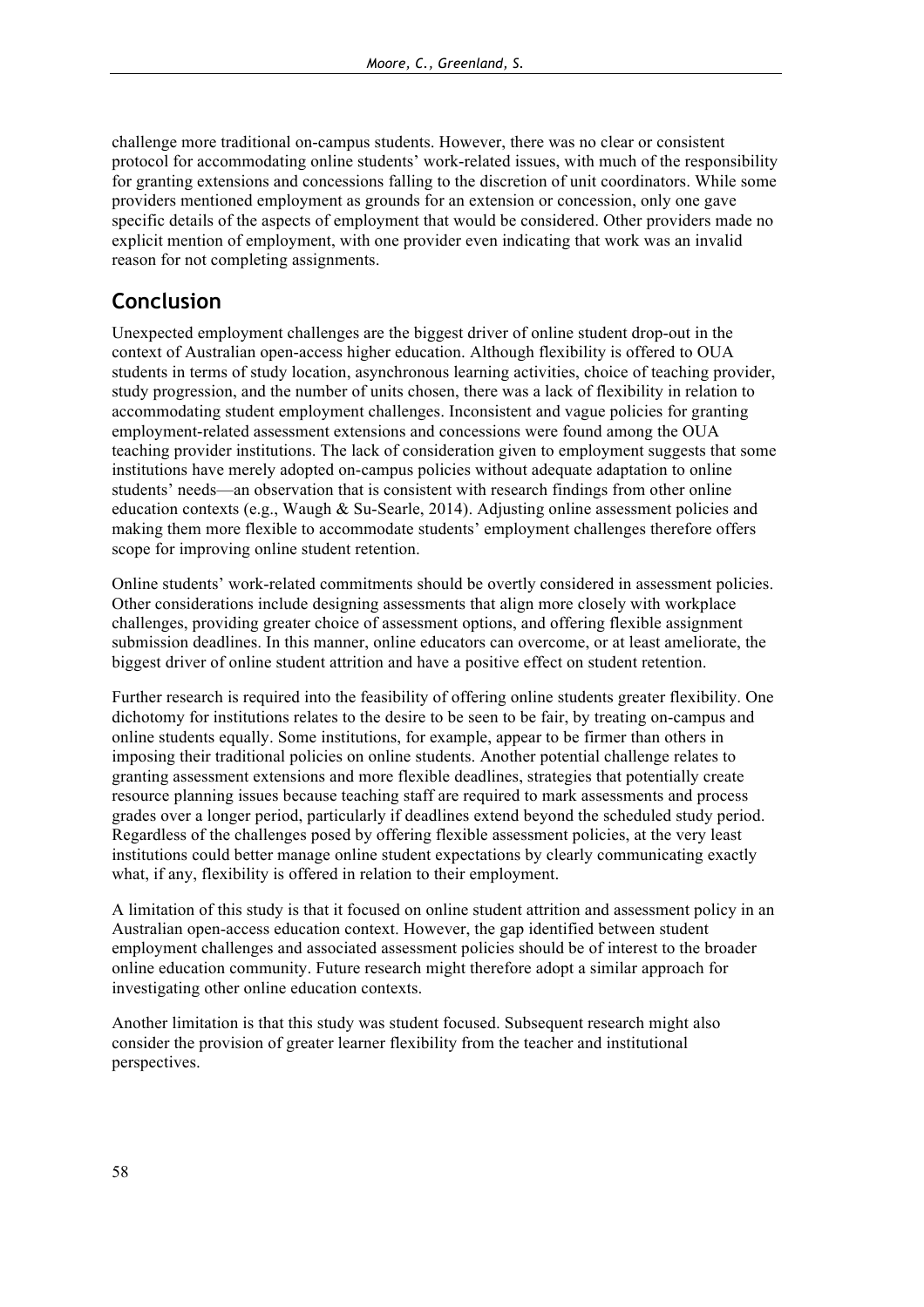challenge more traditional on-campus students. However, there was no clear or consistent protocol for accommodating online students' work-related issues, with much of the responsibility for granting extensions and concessions falling to the discretion of unit coordinators. While some providers mentioned employment as grounds for an extension or concession, only one gave specific details of the aspects of employment that would be considered. Other providers made no explicit mention of employment, with one provider even indicating that work was an invalid reason for not completing assignments.

## Conclusion

Unexpected employment challenges are the biggest driver of online student drop-out in the context of Australian open-access higher education. Although flexibility is offered to OUA students in terms of study location, asynchronous learning activities, choice of teaching provider, study progression, and the number of units chosen, there was a lack of flexibility in relation to accommodating student employment challenges. Inconsistent and vague policies for granting employment-related assessment extensions and concessions were found among the OUA teaching provider institutions. The lack of consideration given to employment suggests that some institutions have merely adopted on-campus policies without adequate adaptation to online students' needs—an observation that is consistent with research findings from other online education contexts (e.g., Waugh & Su-Searle, 2014). Adjusting online assessment policies and making them more flexible to accommodate students' employment challenges therefore offers scope for improving online student retention.

Online students' work-related commitments should be overtly considered in assessment policies. Other considerations include designing assessments that align more closely with workplace challenges, providing greater choice of assessment options, and offering flexible assignment submission deadlines. In this manner, online educators can overcome, or at least ameliorate, the biggest driver of online student attrition and have a positive effect on student retention.

Further research is required into the feasibility of offering online students greater flexibility. One dichotomy for institutions relates to the desire to be seen to be fair, by treating on-campus and online students equally. Some institutions, for example, appear to be firmer than others in imposing their traditional policies on online students. Another potential challenge relates to granting assessment extensions and more flexible deadlines, strategies that potentially create resource planning issues because teaching staff are required to mark assessments and process grades over a longer period, particularly if deadlines extend beyond the scheduled study period. Regardless of the challenges posed by offering flexible assessment policies, at the very least institutions could better manage online student expectations by clearly communicating exactly what, if any, flexibility is offered in relation to their employment.

A limitation of this study is that it focused on online student attrition and assessment policy in an Australian open-access education context. However, the gap identified between student employment challenges and associated assessment policies should be of interest to the broader online education community. Future research might therefore adopt a similar approach for investigating other online education contexts.

Another limitation is that this study was student focused. Subsequent research might also consider the provision of greater learner flexibility from the teacher and institutional perspectives.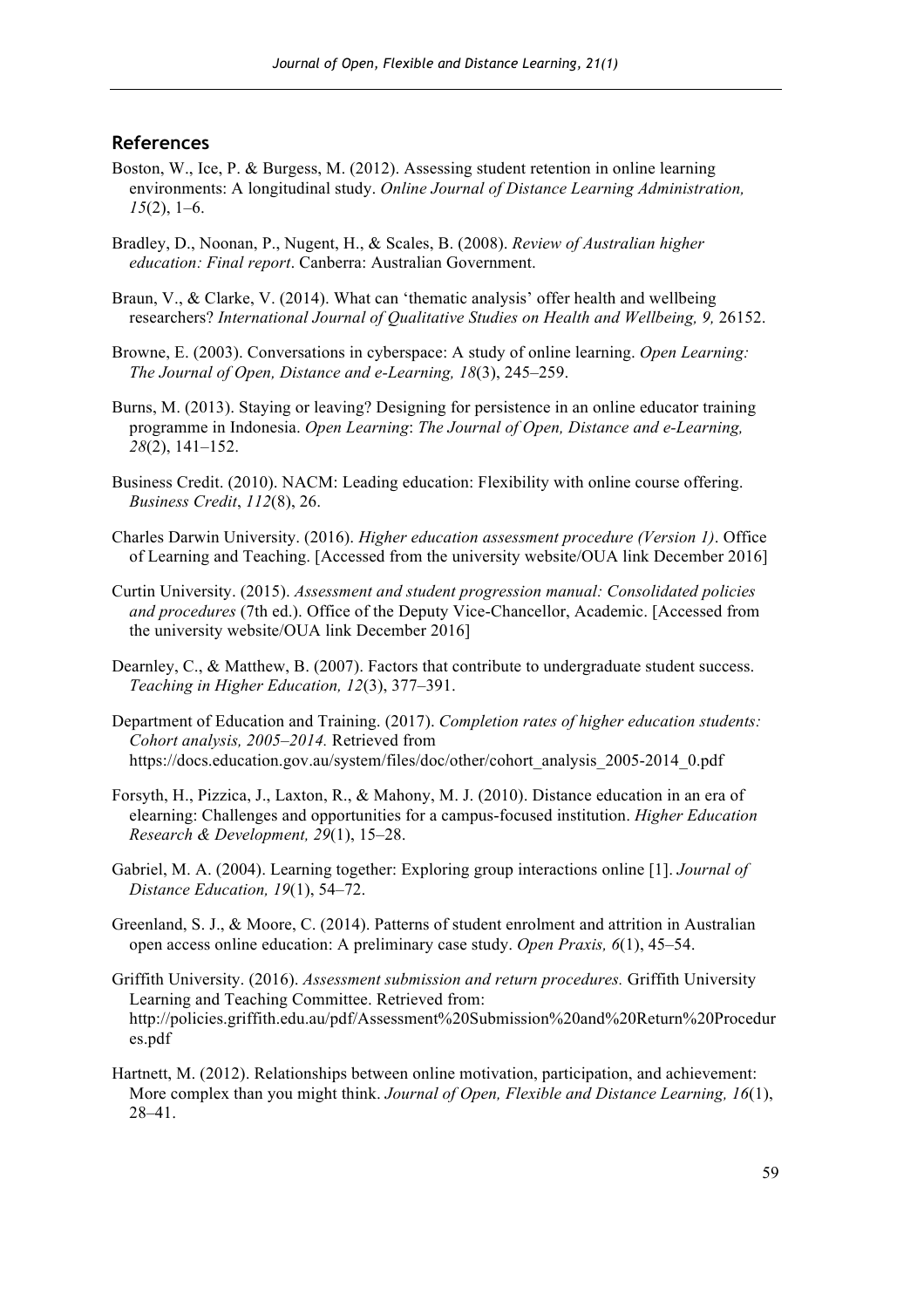## References

Boston, W., Ice, P. & Burgess, M. (2012). Assessing student retention in online learning environments: A longitudinal study. *Online Journal of Distance Learning Administration, 15*(2), 1–6.

Bradley, D., Noonan, P., Nugent, H., & Scales, B. (2008). *Review of Australian higher education: Final report*. Canberra: Australian Government.

Braun, V., & Clarke, V. (2014). What can 'thematic analysis' offer health and wellbeing researchers? *International Journal of Qualitative Studies on Health and Wellbeing, 9,* 26152.

Browne, E. (2003). Conversations in cyberspace: A study of online learning. *Open Learning: The Journal of Open, Distance and e-Learning, 18*(3), 245–259.

Burns, M. (2013). Staying or leaving? Designing for persistence in an online educator training programme in Indonesia. *Open Learning*: *The Journal of Open, Distance and e-Learning, 28*(2), 141–152.

Business Credit. (2010). NACM: Leading education: Flexibility with online course offering. *Business Credit*, *112*(8), 26.

Charles Darwin University. (2016). *Higher education assessment procedure (Version 1)*. Office of Learning and Teaching. [Accessed from the university website/OUA link December 2016]

Curtin University. (2015). *Assessment and student progression manual: Consolidated policies and procedures* (7th ed.). Office of the Deputy Vice-Chancellor, Academic. [Accessed from the university website/OUA link December 2016]

Dearnley, C., & Matthew, B. (2007). Factors that contribute to undergraduate student success. *Teaching in Higher Education, 12*(3), 377–391.

Department of Education and Training. (2017). *Completion rates of higher education students: Cohort analysis, 2005–2014.* Retrieved from https://docs.education.gov.au/system/files/doc/other/cohort_analysis_2005-2014_0.pdf

Forsyth, H., Pizzica, J., Laxton, R., & Mahony, M. J. (2010). Distance education in an era of elearning: Challenges and opportunities for a campus-focused institution. *Higher Education Research & Development, 29*(1), 15–28.

Gabriel, M. A. (2004). Learning together: Exploring group interactions online [1]. *Journal of Distance Education, 19*(1), 54–72.

Greenland, S. J., & Moore, C. (2014). Patterns of student enrolment and attrition in Australian open access online education: A preliminary case study. *Open Praxis, 6*(1), 45–54.

Griffith University. (2016). *Assessment submission and return procedures.* Griffith University Learning and Teaching Committee. Retrieved from: http://policies.griffith.edu.au/pdf/Assessment%20Submission%20and%20Return%20Procedures.pdf

Hartnett, M. (2012). Relationships between online motivation, participation, and achievement: More complex than you might think. *Journal of Open, Flexible and Distance Learning, 16*(1), 28–41.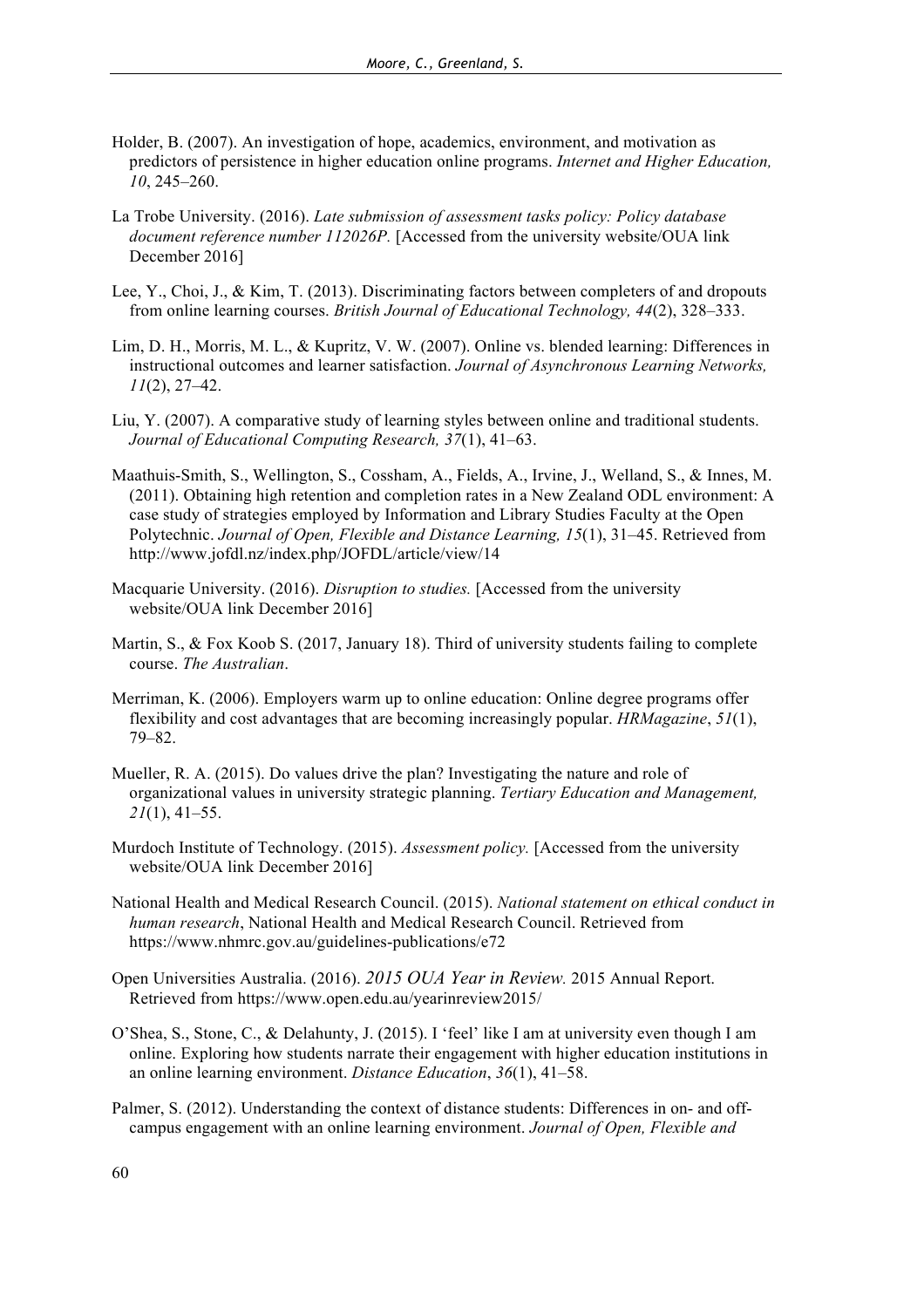Holder, B. (2007). An investigation of hope, academics, environment, and motivation as predictors of persistence in higher education online programs. *Internet and Higher Education, 10*, 245–260.

La Trobe University. (2016). *Late submission of assessment tasks policy: Policy database document reference number 112026P.* [Accessed from the university website/OUA link December 2016]

Lee, Y., Choi, J., & Kim, T. (2013). Discriminating factors between completers of and dropouts from online learning courses. *British Journal of Educational Technology, 44*(2), 328–333.

Lim, D. H., Morris, M. L., & Kupritz, V. W. (2007). Online vs. blended learning: Differences in instructional outcomes and learner satisfaction. *Journal of Asynchronous Learning Networks, 11*(2), 27–42.

Liu, Y. (2007). A comparative study of learning styles between online and traditional students. *Journal of Educational Computing Research, 37*(1), 41–63.

Maathuis-Smith, S., Wellington, S., Cossham, A., Fields, A., Irvine, J., Welland, S., & Innes, M. (2011). Obtaining high retention and completion rates in a New Zealand ODL environment: A case study of strategies employed by Information and Library Studies Faculty at the Open Polytechnic. *Journal of Open, Flexible and Distance Learning, 15*(1), 31–45. Retrieved from http://www.jofdl.nz/index.php/JOFDL/article/view/14

Macquarie University. (2016). *Disruption to studies.* [Accessed from the university website/OUA link December 2016]

Martin, S., & Fox Koob S. (2017, January 18). Third of university students failing to complete course. *The Australian*.

Merriman, K. (2006). Employers warm up to online education: Online degree programs offer flexibility and cost advantages that are becoming increasingly popular. *HRMagazine*, *51*(1), 79–82.

Mueller, R. A. (2015). Do values drive the plan? Investigating the nature and role of organizational values in university strategic planning. *Tertiary Education and Management, 21*(1), 41–55.

Murdoch Institute of Technology. (2015). *Assessment policy.* [Accessed from the university website/OUA link December 2016]

National Health and Medical Research Council. (2015). *National statement on ethical conduct in human research*, National Health and Medical Research Council. Retrieved from https://www.nhmrc.gov.au/guidelines-publications/e72

Open Universities Australia. (2016). *2015 OUA Year in Review.* 2015 Annual Report. Retrieved from https://www.open.edu.au/yearinreview2015/

O'Shea, S., Stone, C., & Delahunty, J. (2015). I 'feel' like I am at university even though I am online. Exploring how students narrate their engagement with higher education institutions in an online learning environment. *Distance Education*, *36*(1), 41–58.

Palmer, S. (2012). Understanding the context of distance students: Differences in on- and off-campus engagement with an online learning environment. *Journal of Open, Flexible and*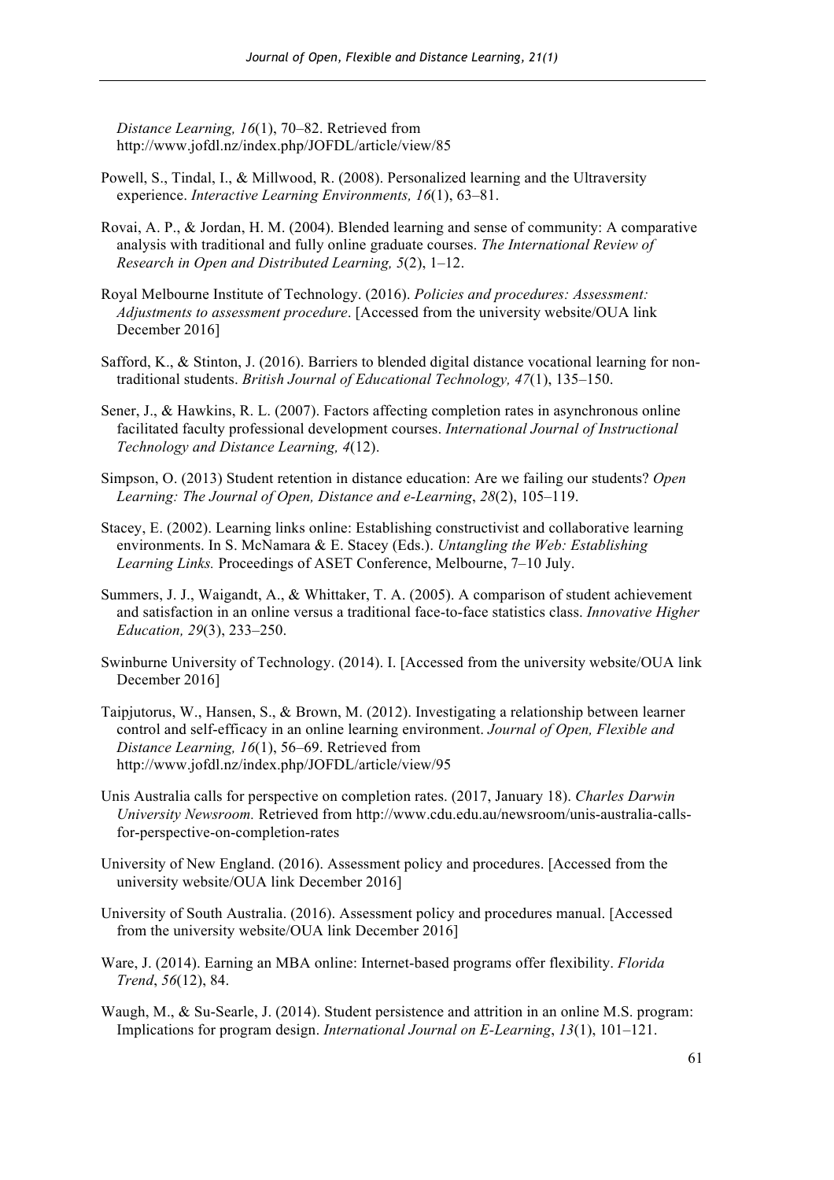*Distance Learning, 16*(1), 70–82. Retrieved from http://www.jofdl.nz/index.php/JOFDL/article/view/85

Powell, S., Tindal, I., & Millwood, R. (2008). Personalized learning and the Ultraversity experience. *Interactive Learning Environments, 16*(1), 63–81.

Rovai, A. P., & Jordan, H. M. (2004). Blended learning and sense of community: A comparative analysis with traditional and fully online graduate courses. *The International Review of Research in Open and Distributed Learning, 5*(2), 1–12.

Royal Melbourne Institute of Technology. (2016). *Policies and procedures: Assessment: Adjustments to assessment procedure*. [Accessed from the university website/OUA link December 2016]

Safford, K., & Stinton, J. (2016). Barriers to blended digital distance vocational learning for non-traditional students. *British Journal of Educational Technology, 47*(1), 135–150.

Sener, J., & Hawkins, R. L. (2007). Factors affecting completion rates in asynchronous online facilitated faculty professional development courses. *International Journal of Instructional Technology and Distance Learning, 4*(12).

Simpson, O. (2013) Student retention in distance education: Are we failing our students? *Open Learning: The Journal of Open, Distance and e-Learning*, *28*(2), 105–119.

Stacey, E. (2002). Learning links online: Establishing constructivist and collaborative learning environments. In S. McNamara & E. Stacey (Eds.). *Untangling the Web: Establishing Learning Links.* Proceedings of ASET Conference, Melbourne, 7–10 July.

Summers, J. J., Waigandt, A., & Whittaker, T. A. (2005). A comparison of student achievement and satisfaction in an online versus a traditional face-to-face statistics class. *Innovative Higher Education, 29*(3), 233–250.

Swinburne University of Technology. (2014). I. [Accessed from the university website/OUA link December 2016]

Taipjutorus, W., Hansen, S., & Brown, M. (2012). Investigating a relationship between learner control and self-efficacy in an online learning environment. *Journal of Open, Flexible and Distance Learning, 16*(1), 56–69. Retrieved from http://www.jofdl.nz/index.php/JOFDL/article/view/95

Unis Australia calls for perspective on completion rates. (2017, January 18). *Charles Darwin University Newsroom.* Retrieved from http://www.cdu.edu.au/newsroom/unis-australia-calls-for-perspective-on-completion-rates

University of New England. (2016). Assessment policy and procedures. [Accessed from the university website/OUA link December 2016]

University of South Australia. (2016). Assessment policy and procedures manual. [Accessed from the university website/OUA link December 2016]

Ware, J. (2014). Earning an MBA online: Internet-based programs offer flexibility. *Florida Trend*, *56*(12), 84.

Waugh, M., & Su-Searle, J. (2014). Student persistence and attrition in an online M.S. program: Implications for program design. *International Journal on E-Learning*, *13*(1), 101–121.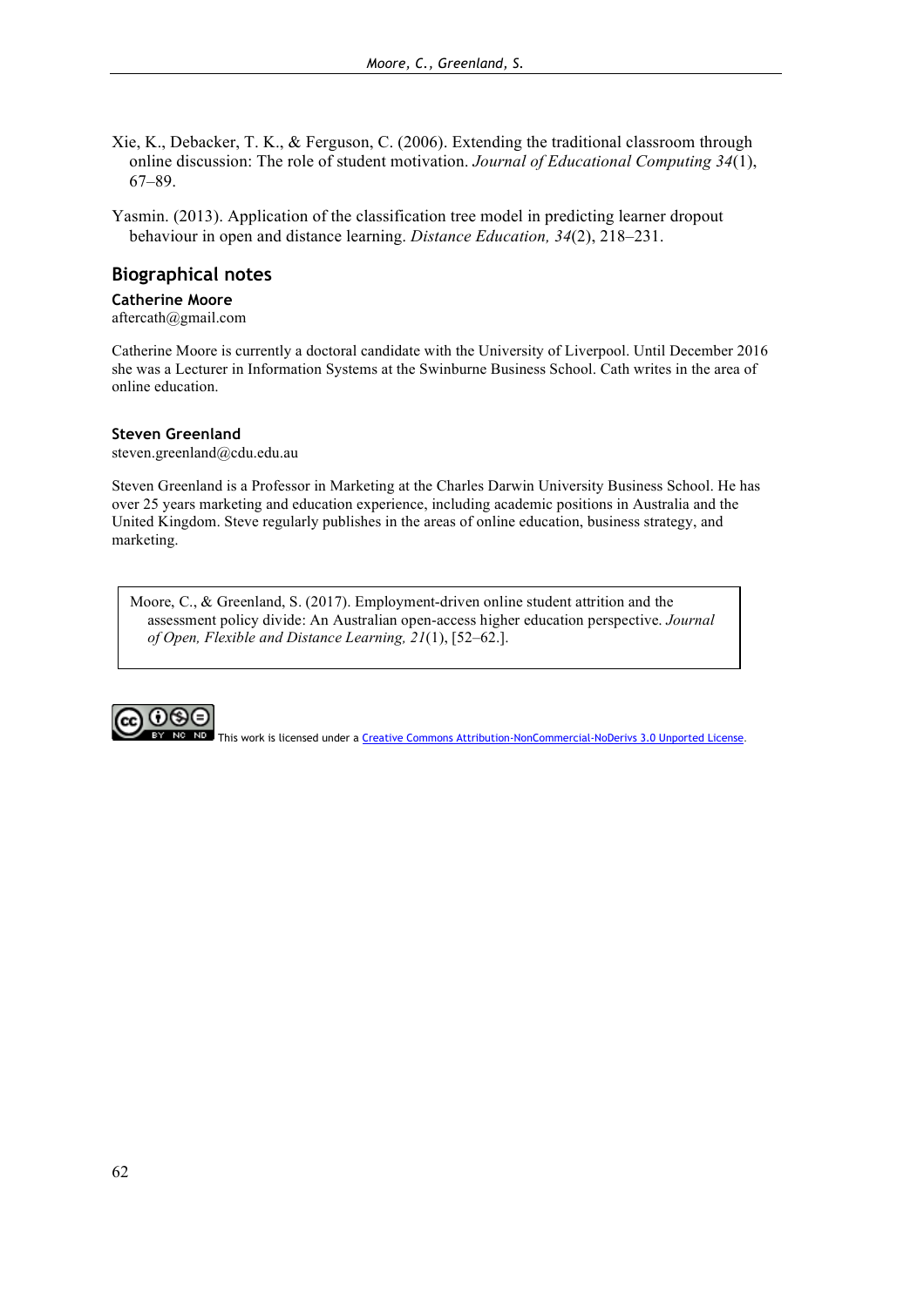Xie, K., Debacker, T. K., & Ferguson, C. (2006). Extending the traditional classroom through online discussion: The role of student motivation. *Journal of Educational Computing 34*(1), 67–89.

Yasmin. (2013). Application of the classification tree model in predicting learner dropout behaviour in open and distance learning. *Distance Education, 34*(2), 218–231.

## Biographical notes

### Catherine Moore

aftercath@gmail.com

Catherine Moore is currently a doctoral candidate with the University of Liverpool. Until December 2016 she was a Lecturer in Information Systems at the Swinburne Business School. Cath writes in the area of online education.

### Steven Greenland

steven.greenland@cdu.edu.au

Steven Greenland is a Professor in Marketing at the Charles Darwin University Business School. He has over 25 years marketing and education experience, including academic positions in Australia and the United Kingdom. Steve regularly publishes in the areas of online education, business strategy, and marketing.

Moore, C., & Greenland, S. (2017). Employment-driven online student attrition and the assessment policy divide: An Australian open-access higher education perspective. *Journal of Open, Flexible and Distance Learning, 21*(1), [52–62.].

This work is licensed under a Creative Commons Attribution-NonCommercial-NoDerivs 3.0 Unported License.